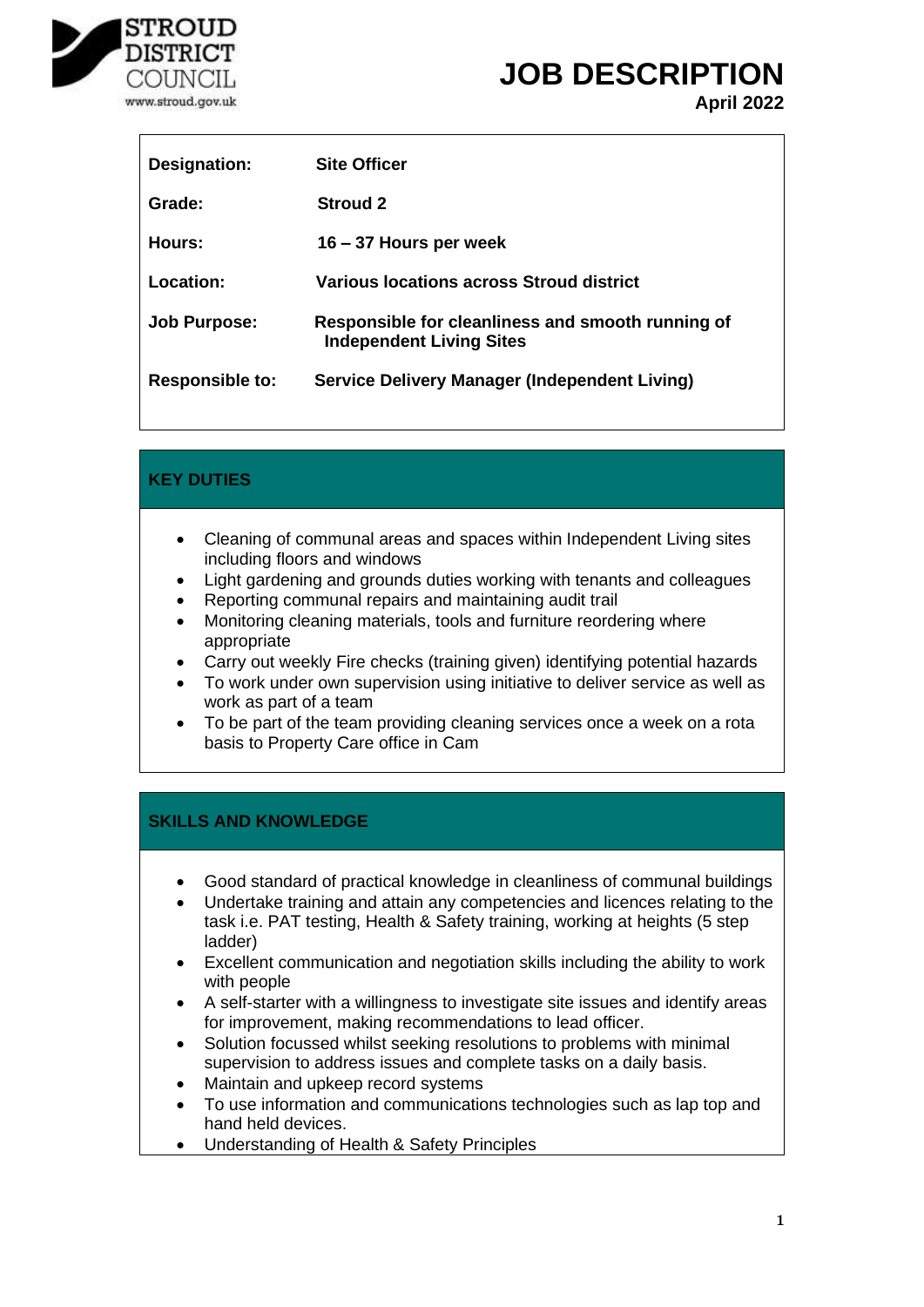STROUD DISTRICT COUNCIL
www.stroud.gov.uk

# JOB DESCRIPTION

**April 2022**

| | |
|---|---|
| **Designation:** | **Site Officer** |
| **Grade:** | **Stroud 2** |
| **Hours:** | **16 – 37 Hours per week** |
| **Location:** | **Various locations across Stroud district** |
| **Job Purpose:** | **Responsible for cleanliness and smooth running of Independent Living Sites** |
| **Responsible to:** | **Service Delivery Manager (Independent Living)** |

## KEY DUTIES

- Cleaning of communal areas and spaces within Independent Living sites including floors and windows
- Light gardening and grounds duties working with tenants and colleagues
- Reporting communal repairs and maintaining audit trail
- Monitoring cleaning materials, tools and furniture reordering where appropriate
- Carry out weekly Fire checks (training given) identifying potential hazards
- To work under own supervision using initiative to deliver service as well as work as part of a team
- To be part of the team providing cleaning services once a week on a rota basis to Property Care office in Cam

## SKILLS AND KNOWLEDGE

- Good standard of practical knowledge in cleanliness of communal buildings
- Undertake training and attain any competencies and licences relating to the task i.e. PAT testing, Health & Safety training, working at heights (5 step ladder)
- Excellent communication and negotiation skills including the ability to work with people
- A self-starter with a willingness to investigate site issues and identify areas for improvement, making recommendations to lead officer.
- Solution focussed whilst seeking resolutions to problems with minimal supervision to address issues and complete tasks on a daily basis.
- Maintain and upkeep record systems
- To use information and communications technologies such as lap top and hand held devices.
- Understanding of Health & Safety Principles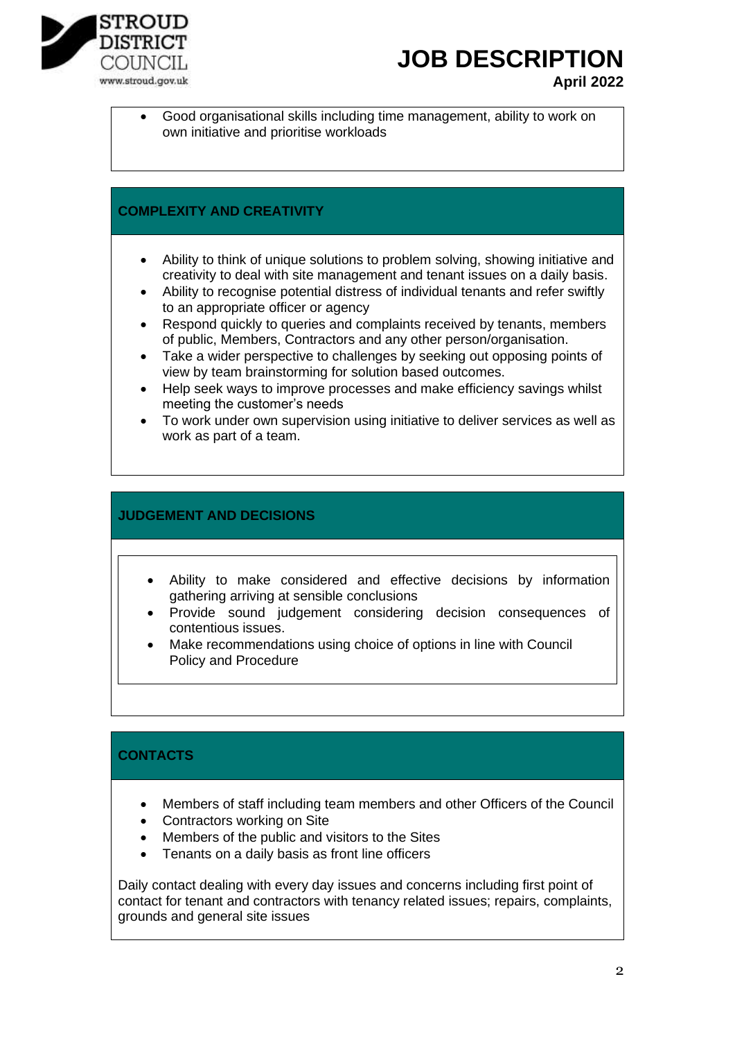- Good organisational skills including time management, ability to work on own initiative and prioritise workloads

## COMPLEXITY AND CREATIVITY

- Ability to think of unique solutions to problem solving, showing initiative and creativity to deal with site management and tenant issues on a daily basis.
- Ability to recognise potential distress of individual tenants and refer swiftly to an appropriate officer or agency
- Respond quickly to queries and complaints received by tenants, members of public, Members, Contractors and any other person/organisation.
- Take a wider perspective to challenges by seeking out opposing points of view by team brainstorming for solution based outcomes.
- Help seek ways to improve processes and make efficiency savings whilst meeting the customer's needs
- To work under own supervision using initiative to deliver services as well as work as part of a team.

## JUDGEMENT AND DECISIONS

- Ability to make considered and effective decisions by information gathering arriving at sensible conclusions
- Provide sound judgement considering decision consequences of contentious issues.
- Make recommendations using choice of options in line with Council Policy and Procedure

## CONTACTS

- Members of staff including team members and other Officers of the Council
- Contractors working on Site
- Members of the public and visitors to the Sites
- Tenants on a daily basis as front line officers

Daily contact dealing with every day issues and concerns including first point of contact for tenant and contractors with tenancy related issues; repairs, complaints, grounds and general site issues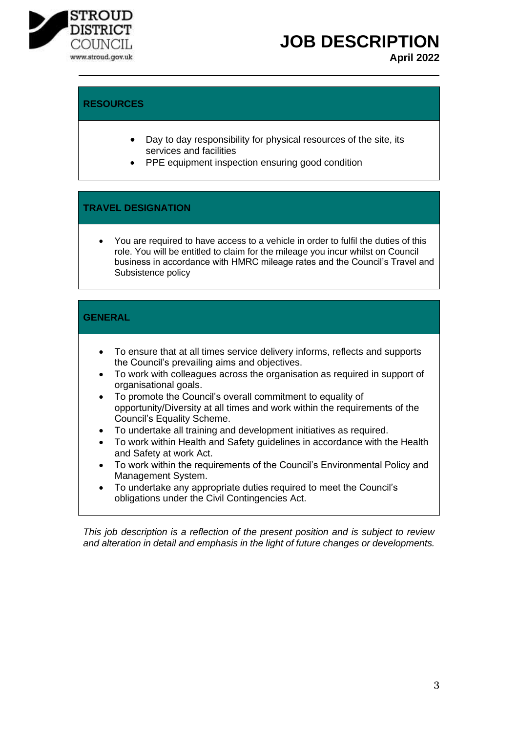## RESOURCES

- Day to day responsibility for physical resources of the site, its services and facilities
- PPE equipment inspection ensuring good condition

## TRAVEL DESIGNATION

- You are required to have access to a vehicle in order to fulfil the duties of this role. You will be entitled to claim for the mileage you incur whilst on Council business in accordance with HMRC mileage rates and the Council's Travel and Subsistence policy

## GENERAL

- To ensure that at all times service delivery informs, reflects and supports the Council's prevailing aims and objectives.
- To work with colleagues across the organisation as required in support of organisational goals.
- To promote the Council's overall commitment to equality of opportunity/Diversity at all times and work within the requirements of the Council's Equality Scheme.
- To undertake all training and development initiatives as required.
- To work within Health and Safety guidelines in accordance with the Health and Safety at work Act.
- To work within the requirements of the Council's Environmental Policy and Management System.
- To undertake any appropriate duties required to meet the Council's obligations under the Civil Contingencies Act.

*This job description is a reflection of the present position and is subject to review and alteration in detail and emphasis in the light of future changes or developments.*